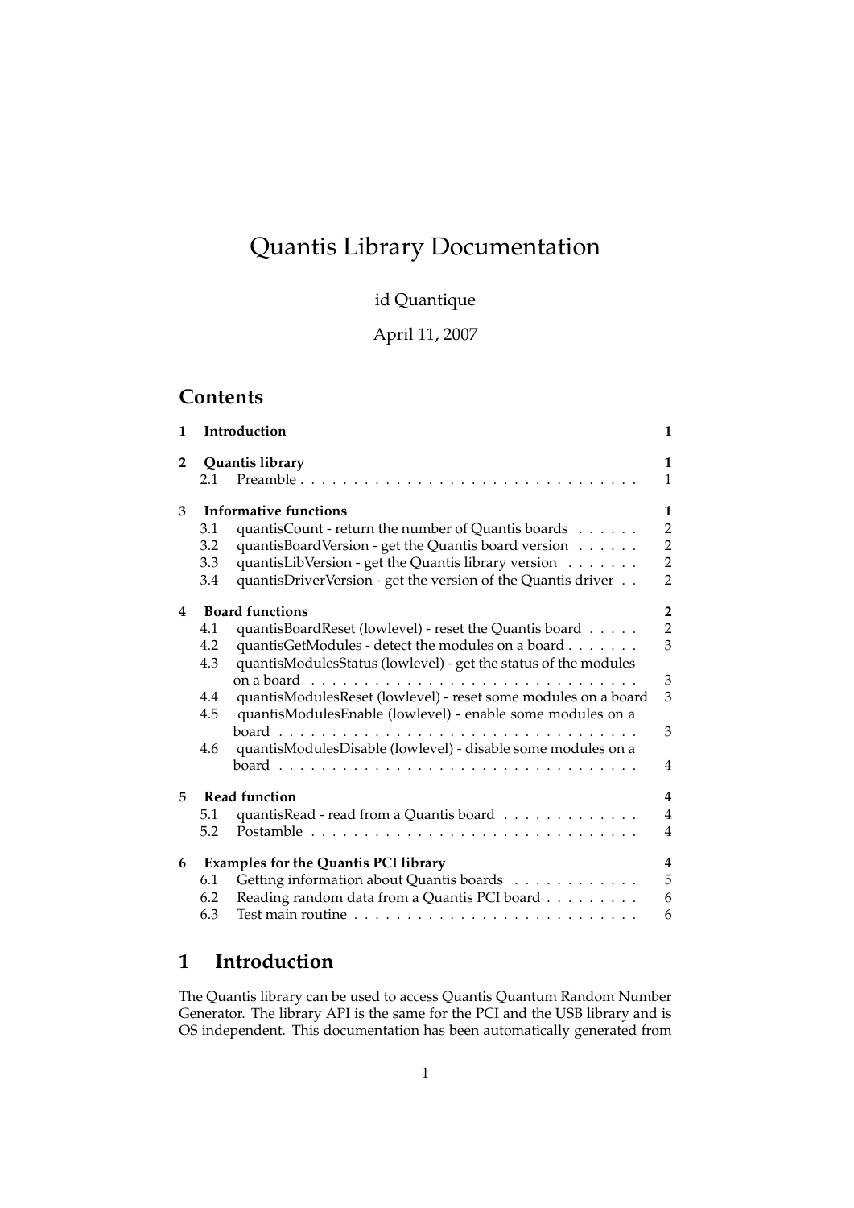# Quantis Library Documentation

id Quantique

April 11, 2007

## Contents

| | | |
|---|---|---|
| **1** | **Introduction** | **1** |
| **2** | **Quantis library** | **1** |
| 2.1 | Preamble | 1 |
| **3** | **Informative functions** | **1** |
| 3.1 | quantisCount - return the number of Quantis boards | 2 |
| 3.2 | quantisBoardVersion - get the Quantis board version | 2 |
| 3.3 | quantisLibVersion - get the Quantis library version | 2 |
| 3.4 | quantisDriverVersion - get the version of the Quantis driver | 2 |
| **4** | **Board functions** | **2** |
| 4.1 | quantisBoardReset (lowlevel) - reset the Quantis board | 2 |
| 4.2 | quantisGetModules - detect the modules on a board | 3 |
| 4.3 | quantisModulesStatus (lowlevel) - get the status of the modules on a board | 3 |
| 4.4 | quantisModulesReset (lowlevel) - reset some modules on a board | 3 |
| 4.5 | quantisModulesEnable (lowlevel) - enable some modules on a board | 3 |
| 4.6 | quantisModulesDisable (lowlevel) - disable some modules on a board | 4 |
| **5** | **Read function** | **4** |
| 5.1 | quantisRead - read from a Quantis board | 4 |
| 5.2 | Postamble | 4 |
| **6** | **Examples for the Quantis PCI library** | **4** |
| 6.1 | Getting information about Quantis boards | 5 |
| 6.2 | Reading random data from a Quantis PCI board | 6 |
| 6.3 | Test main routine | 6 |

## 1 Introduction

The Quantis library can be used to access Quantis Quantum Random Number Generator. The library API is the same for the PCI and the USB library and is OS independent. This documentation has been automatically generated from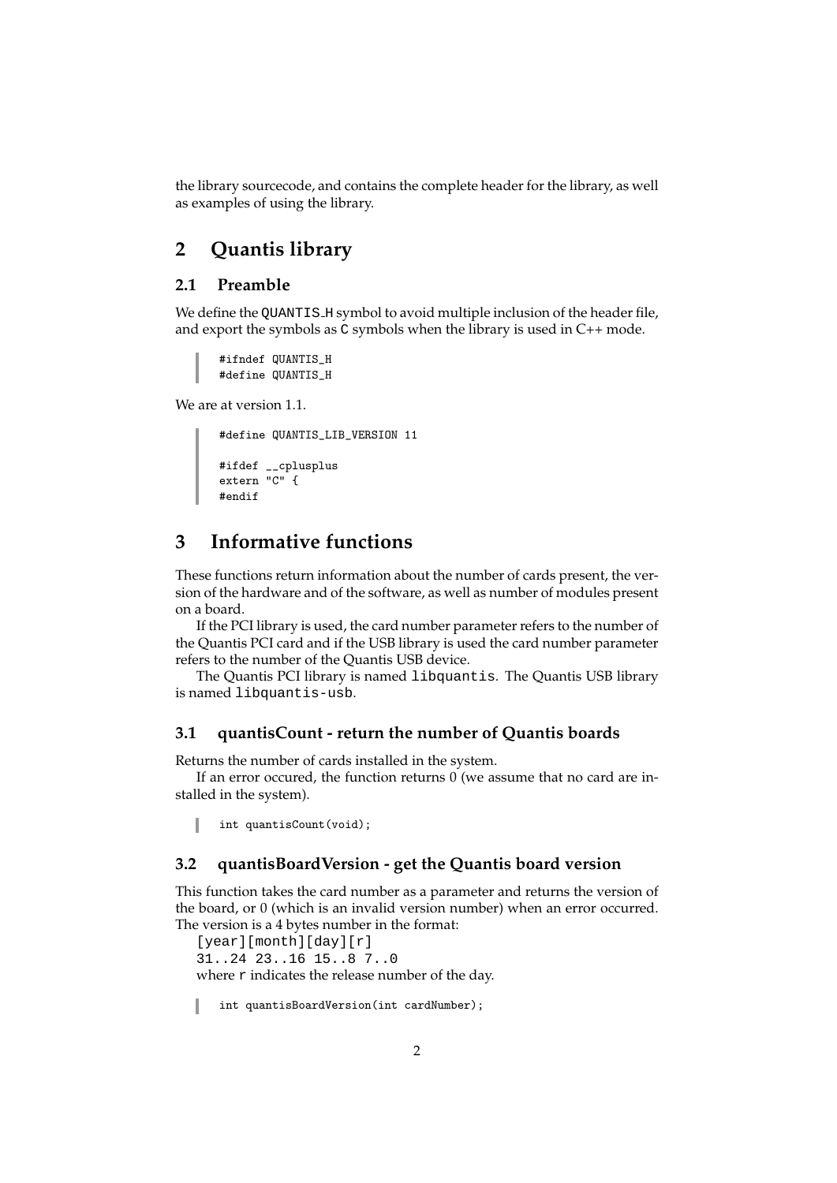the library sourcecode, and contains the complete header for the library, as well as examples of using the library.

# 2 Quantis library

## 2.1 Preamble

We define the QUANTIS_H symbol to avoid multiple inclusion of the header file, and export the symbols as C symbols when the library is used in C++ mode.

```
#ifndef QUANTIS_H
#define QUANTIS_H
```

We are at version 1.1.

```
#define QUANTIS_LIB_VERSION 11

#ifdef __cplusplus
extern "C" {
#endif
```

# 3 Informative functions

These functions return information about the number of cards present, the version of the hardware and of the software, as well as number of modules present on a board.

If the PCI library is used, the card number parameter refers to the number of the Quantis PCI card and if the USB library is used the card number parameter refers to the number of the Quantis USB device.

The Quantis PCI library is named `libquantis`. The Quantis USB library is named `libquantis-usb`.

## 3.1 quantisCount - return the number of Quantis boards

Returns the number of cards installed in the system.

If an error occured, the function returns 0 (we assume that no card are installed in the system).

```
int quantisCount(void);
```

## 3.2 quantisBoardVersion - get the Quantis board version

This function takes the card number as a parameter and returns the version of the board, or 0 (which is an invalid version number) when an error occurred. The version is a 4 bytes number in the format:

```
[year][month][day][r]
31..24 23..16 15..8 7..0
```

where `r` indicates the release number of the day.

```
int quantisBoardVersion(int cardNumber);
```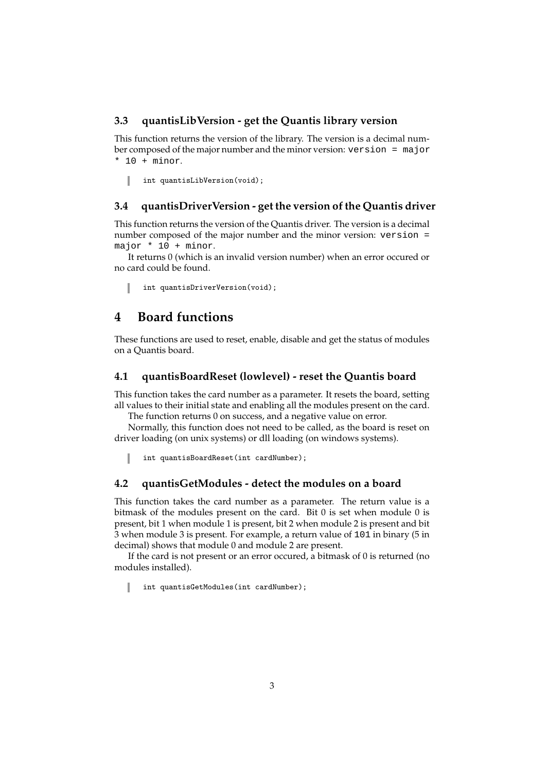### 3.3 quantisLibVersion - get the Quantis library version

This function returns the version of the library. The version is a decimal number composed of the major number and the minor version: `version = major * 10 + minor`.

```
int quantisLibVersion(void);
```

### 3.4 quantisDriverVersion - get the version of the Quantis driver

This function returns the version of the Quantis driver. The version is a decimal number composed of the major number and the minor version: `version = major * 10 + minor`.

It returns 0 (which is an invalid version number) when an error occured or no card could be found.

```
int quantisDriverVersion(void);
```

## 4 Board functions

These functions are used to reset, enable, disable and get the status of modules on a Quantis board.

### 4.1 quantisBoardReset (lowlevel) - reset the Quantis board

This function takes the card number as a parameter. It resets the board, setting all values to their initial state and enabling all the modules present on the card.

The function returns 0 on success, and a negative value on error.

Normally, this function does not need to be called, as the board is reset on driver loading (on unix systems) or dll loading (on windows systems).

```
int quantisBoardReset(int cardNumber);
```

### 4.2 quantisGetModules - detect the modules on a board

This function takes the card number as a parameter. The return value is a bitmask of the modules present on the card. Bit 0 is set when module 0 is present, bit 1 when module 1 is present, bit 2 when module 2 is present and bit 3 when module 3 is present. For example, a return value of `101` in binary (5 in decimal) shows that module 0 and module 2 are present.

If the card is not present or an error occured, a bitmask of 0 is returned (no modules installed).

```
int quantisGetModules(int cardNumber);
```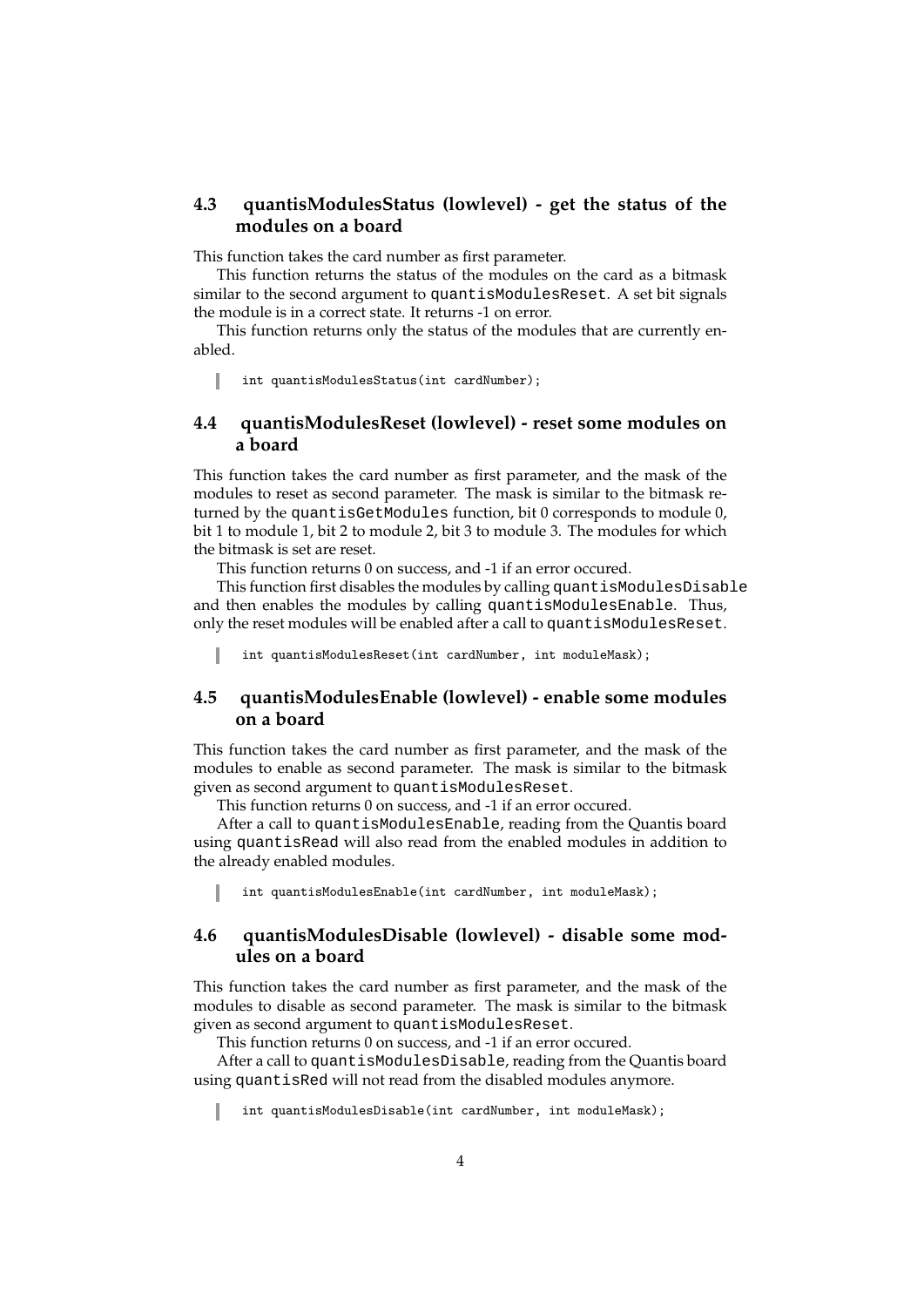## 4.3 quantisModulesStatus (lowlevel) - get the status of the modules on a board

This function takes the card number as first parameter.

This function returns the status of the modules on the card as a bitmask similar to the second argument to `quantisModulesReset`. A set bit signals the module is in a correct state. It returns -1 on error.

This function returns only the status of the modules that are currently enabled.

```
int quantisModulesStatus(int cardNumber);
```

## 4.4 quantisModulesReset (lowlevel) - reset some modules on a board

This function takes the card number as first parameter, and the mask of the modules to reset as second parameter. The mask is similar to the bitmask returned by the `quantisGetModules` function, bit 0 corresponds to module 0, bit 1 to module 1, bit 2 to module 2, bit 3 to module 3. The modules for which the bitmask is set are reset.

This function returns 0 on success, and -1 if an error occured.

This function first disables the modules by calling `quantisModulesDisable` and then enables the modules by calling `quantisModulesEnable`. Thus, only the reset modules will be enabled after a call to `quantisModulesReset`.

```
int quantisModulesReset(int cardNumber, int moduleMask);
```

## 4.5 quantisModulesEnable (lowlevel) - enable some modules on a board

This function takes the card number as first parameter, and the mask of the modules to enable as second parameter. The mask is similar to the bitmask given as second argument to `quantisModulesReset`.

This function returns 0 on success, and -1 if an error occured.

After a call to `quantisModulesEnable`, reading from the Quantis board using `quantisRead` will also read from the enabled modules in addition to the already enabled modules.

```
int quantisModulesEnable(int cardNumber, int moduleMask);
```

## 4.6 quantisModulesDisable (lowlevel) - disable some modules on a board

This function takes the card number as first parameter, and the mask of the modules to disable as second parameter. The mask is similar to the bitmask given as second argument to `quantisModulesReset`.

This function returns 0 on success, and -1 if an error occured.

After a call to `quantisModulesDisable`, reading from the Quantis board using `quantisRed` will not read from the disabled modules anymore.

```
int quantisModulesDisable(int cardNumber, int moduleMask);
```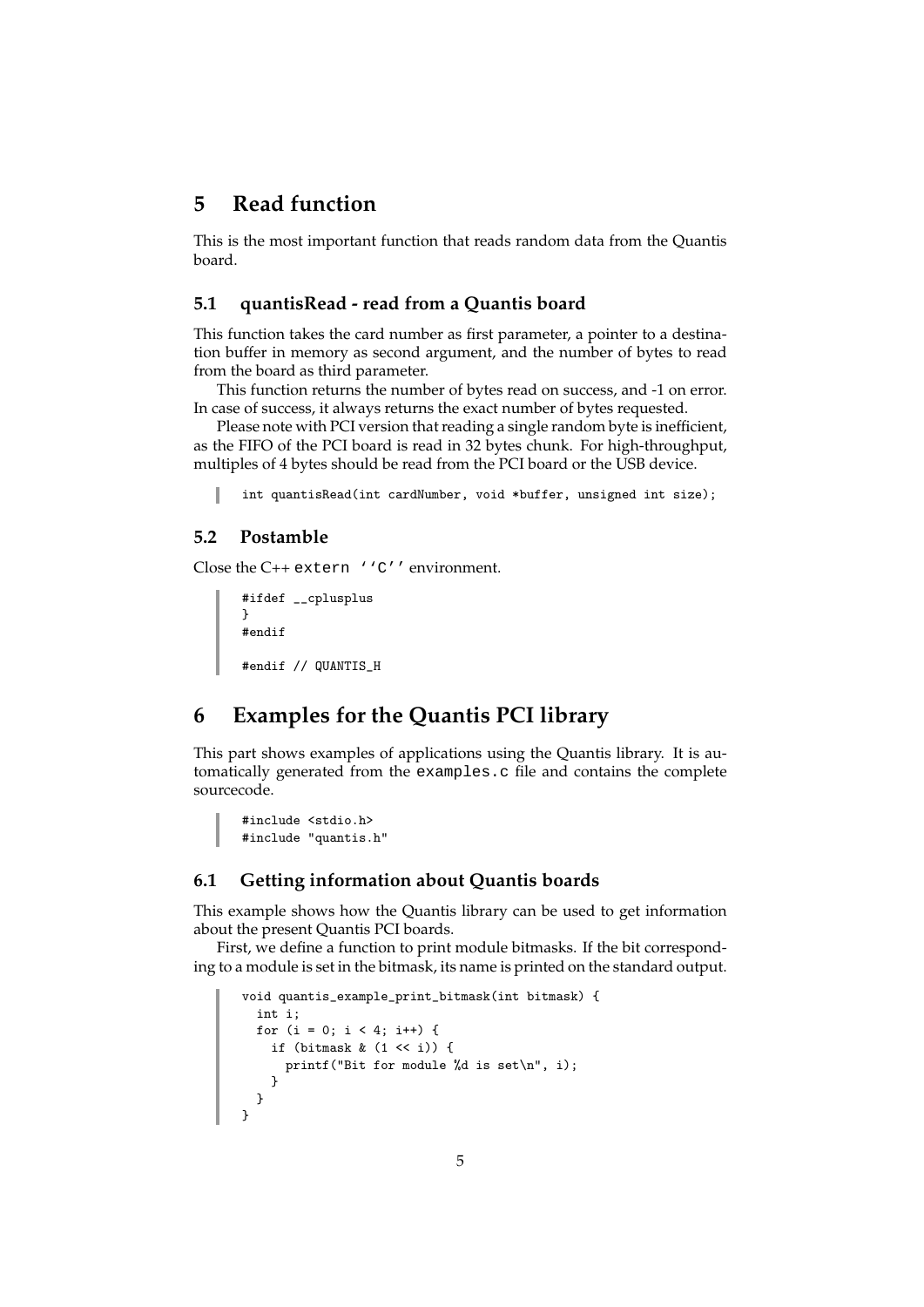# 5 Read function

This is the most important function that reads random data from the Quantis board.

## 5.1 quantisRead - read from a Quantis board

This function takes the card number as first parameter, a pointer to a destination buffer in memory as second argument, and the number of bytes to read from the board as third parameter.

This function returns the number of bytes read on success, and -1 on error. In case of success, it always returns the exact number of bytes requested.

Please note with PCI version that reading a single random byte is inefficient, as the FIFO of the PCI board is read in 32 bytes chunk. For high-throughput, multiples of 4 bytes should be read from the PCI board or the USB device.

```
int quantisRead(int cardNumber, void *buffer, unsigned int size);
```

## 5.2 Postamble

Close the C++ `extern ''C''` environment.

```
#ifdef __cplusplus
}
#endif

#endif // QUANTIS_H
```

# 6 Examples for the Quantis PCI library

This part shows examples of applications using the Quantis library. It is automatically generated from the `examples.c` file and contains the complete sourcecode.

```
#include <stdio.h>
#include "quantis.h"
```

## 6.1 Getting information about Quantis boards

This example shows how the Quantis library can be used to get information about the present Quantis PCI boards.

First, we define a function to print module bitmasks. If the bit corresponding to a module is set in the bitmask, its name is printed on the standard output.

```
void quantis_example_print_bitmask(int bitmask) {
  int i;
  for (i = 0; i < 4; i++) {
    if (bitmask & (1 << i)) {
      printf("Bit for module %d is set\n", i);
    }
  }
}
```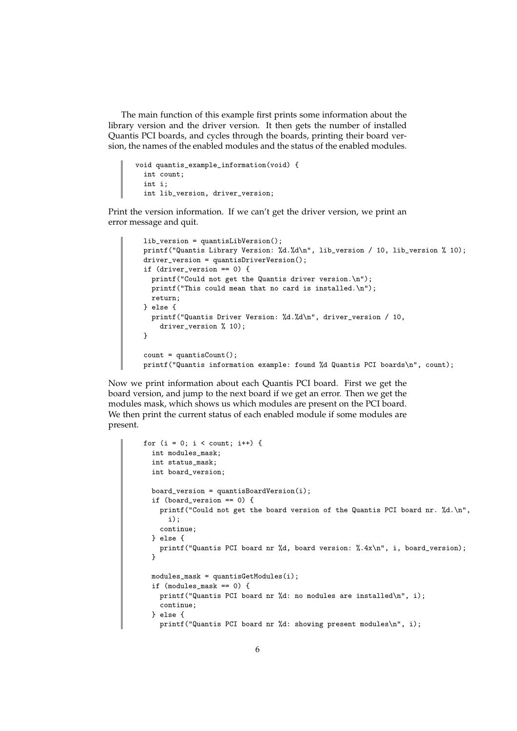The main function of this example first prints some information about the library version and the driver version. It then gets the number of installed Quantis PCI boards, and cycles through the boards, printing their board version, the names of the enabled modules and the status of the enabled modules.

```
void quantis_example_information(void) {
  int count;
  int i;
  int lib_version, driver_version;
```

Print the version information. If we can't get the driver version, we print an error message and quit.

```
  lib_version = quantisLibVersion();
  printf("Quantis Library Version: %d.%d\n", lib_version / 10, lib_version % 10);
  driver_version = quantisDriverVersion();
  if (driver_version == 0) {
    printf("Could not get the Quantis driver version.\n");
    printf("This could mean that no card is installed.\n");
    return;
  } else {
    printf("Quantis Driver Version: %d.%d\n", driver_version / 10,
      driver_version % 10);
  }

  count = quantisCount();
  printf("Quantis information example: found %d Quantis PCI boards\n", count);
```

Now we print information about each Quantis PCI board. First we get the board version, and jump to the next board if we get an error. Then we get the modules mask, which shows us which modules are present on the PCI board. We then print the current status of each enabled module if some modules are present.

```
  for (i = 0; i < count; i++) {
    int modules_mask;
    int status_mask;
    int board_version;

    board_version = quantisBoardVersion(i);
    if (board_version == 0) {
      printf("Could not get the board version of the Quantis PCI board nr. %d.\n",
        i);
      continue;
    } else {
      printf("Quantis PCI board nr %d, board version: %.4x\n", i, board_version);
    }

    modules_mask = quantisGetModules(i);
    if (modules_mask == 0) {
      printf("Quantis PCI board nr %d: no modules are installed\n", i);
      continue;
    } else {
      printf("Quantis PCI board nr %d: showing present modules\n", i);
```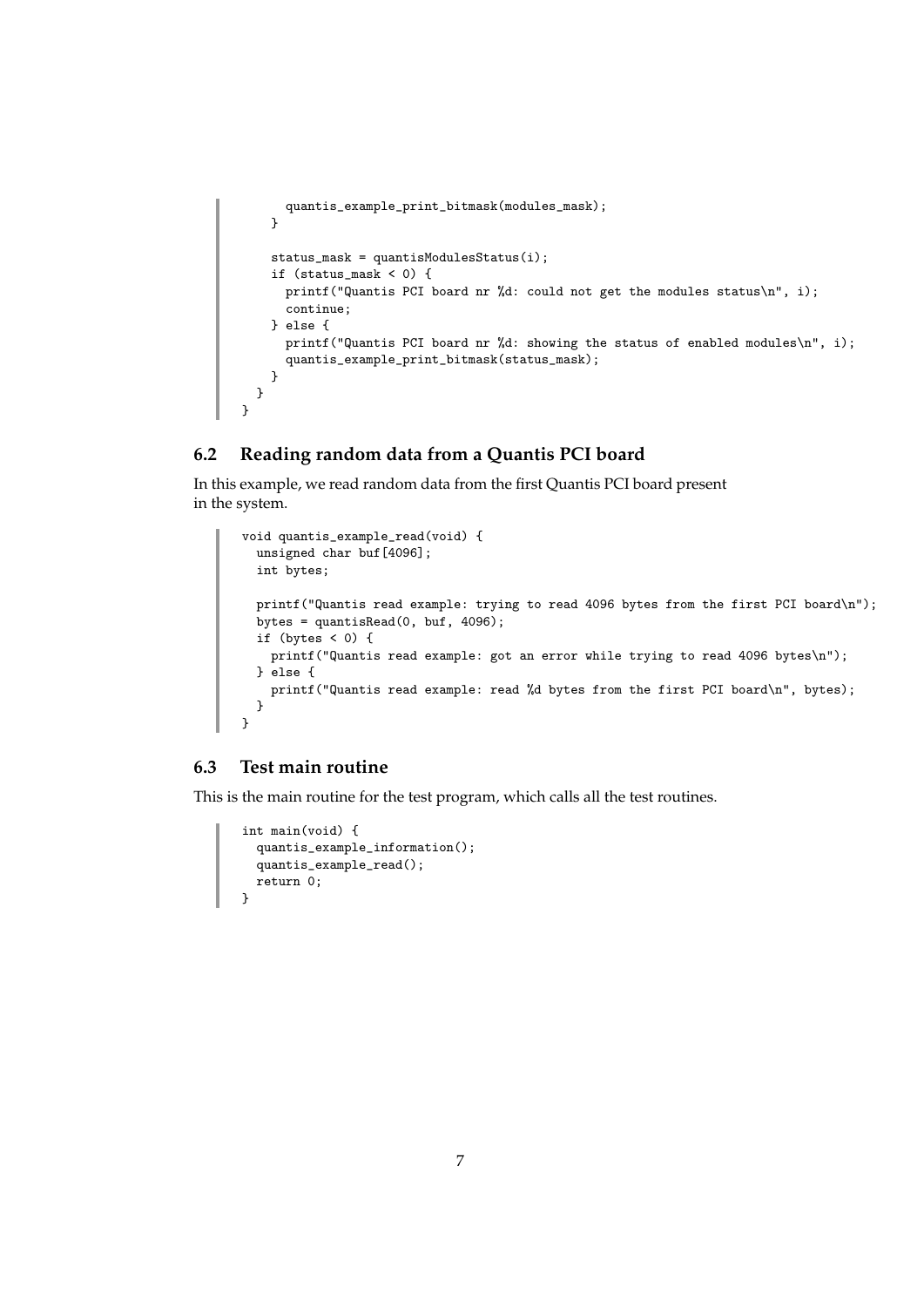```
      quantis_example_print_bitmask(modules_mask);
    }

    status_mask = quantisModulesStatus(i);
    if (status_mask < 0) {
      printf("Quantis PCI board nr %d: could not get the modules status\n", i);
      continue;
    } else {
      printf("Quantis PCI board nr %d: showing the status of enabled modules\n", i);
      quantis_example_print_bitmask(status_mask);
    }
  }
}
```

## 6.2 Reading random data from a Quantis PCI board

In this example, we read random data from the first Quantis PCI board present in the system.

```
void quantis_example_read(void) {
  unsigned char buf[4096];
  int bytes;

  printf("Quantis read example: trying to read 4096 bytes from the first PCI board\n");
  bytes = quantisRead(0, buf, 4096);
  if (bytes < 0) {
    printf("Quantis read example: got an error while trying to read 4096 bytes\n");
  } else {
    printf("Quantis read example: read %d bytes from the first PCI board\n", bytes);
  }
}
```

## 6.3 Test main routine

This is the main routine for the test program, which calls all the test routines.

```
int main(void) {
  quantis_example_information();
  quantis_example_read();
  return 0;
}
```